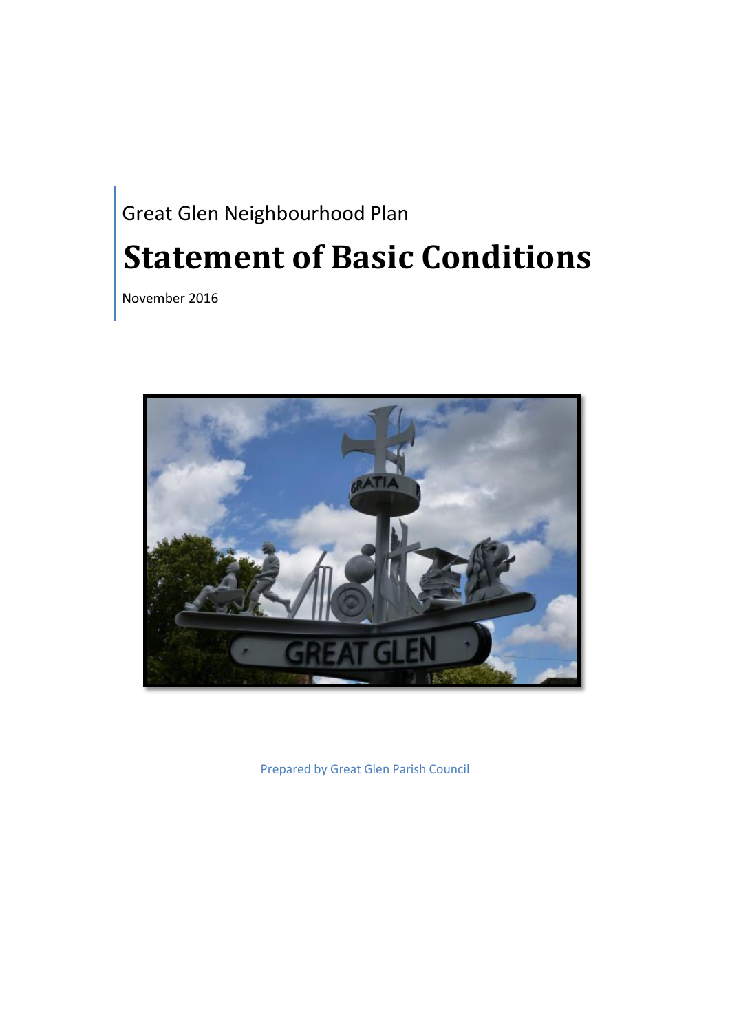Great Glen Neighbourhood Plan

# Statement of Basic Conditions

November 2016

Prepared by Great Glen Parish Council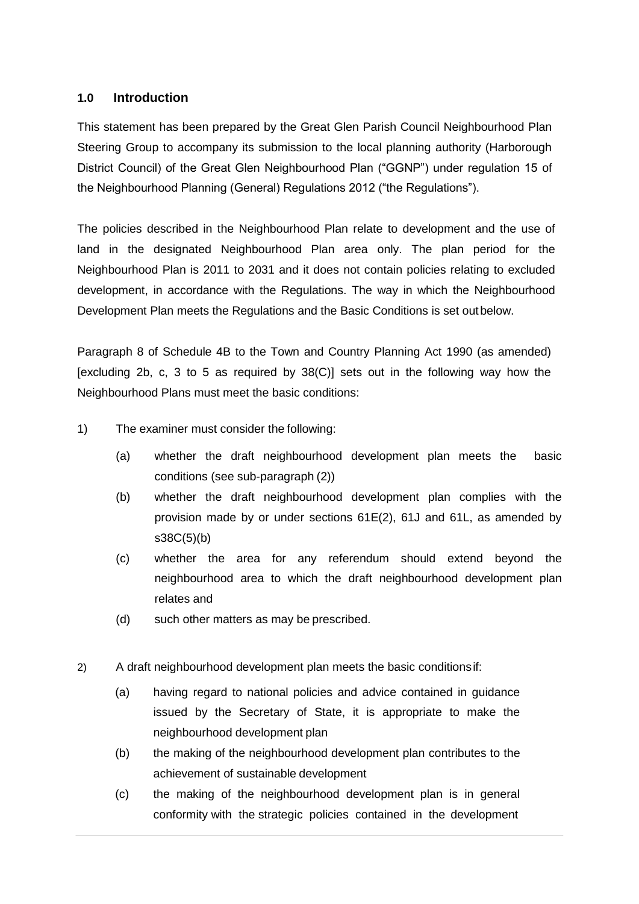## 1.0 Introduction

This statement has been prepared by the Great Glen Parish Council Neighbourhood Plan Steering Group to accompany its submission to the local planning authority (Harborough District Council) of the Great Glen Neighbourhood Plan ("GGNP") under regulation 15 of the Neighbourhood Planning (General) Regulations 2012 ("the Regulations").

The policies described in the Neighbourhood Plan relate to development and the use of land in the designated Neighbourhood Plan area only. The plan period for the Neighbourhood Plan is 2011 to 2031 and it does not contain policies relating to excluded development, in accordance with the Regulations. The way in which the Neighbourhood Development Plan meets the Regulations and the Basic Conditions is set out below.

Paragraph 8 of Schedule 4B to the Town and Country Planning Act 1990 (as amended) [excluding 2b, c, 3 to 5 as required by 38(C)] sets out in the following way how the Neighbourhood Plans must meet the basic conditions:

1) The examiner must consider the following:
   - (a) whether the draft neighbourhood development plan meets the basic conditions (see sub-paragraph (2))
   - (b) whether the draft neighbourhood development plan complies with the provision made by or under sections 61E(2), 61J and 61L, as amended by s38C(5)(b)
   - (c) whether the area for any referendum should extend beyond the neighbourhood area to which the draft neighbourhood development plan relates and
   - (d) such other matters as may be prescribed.

2) A draft neighbourhood development plan meets the basic conditions if:
   - (a) having regard to national policies and advice contained in guidance issued by the Secretary of State, it is appropriate to make the neighbourhood development plan
   - (b) the making of the neighbourhood development plan contributes to the achievement of sustainable development
   - (c) the making of the neighbourhood development plan is in general conformity with the strategic policies contained in the development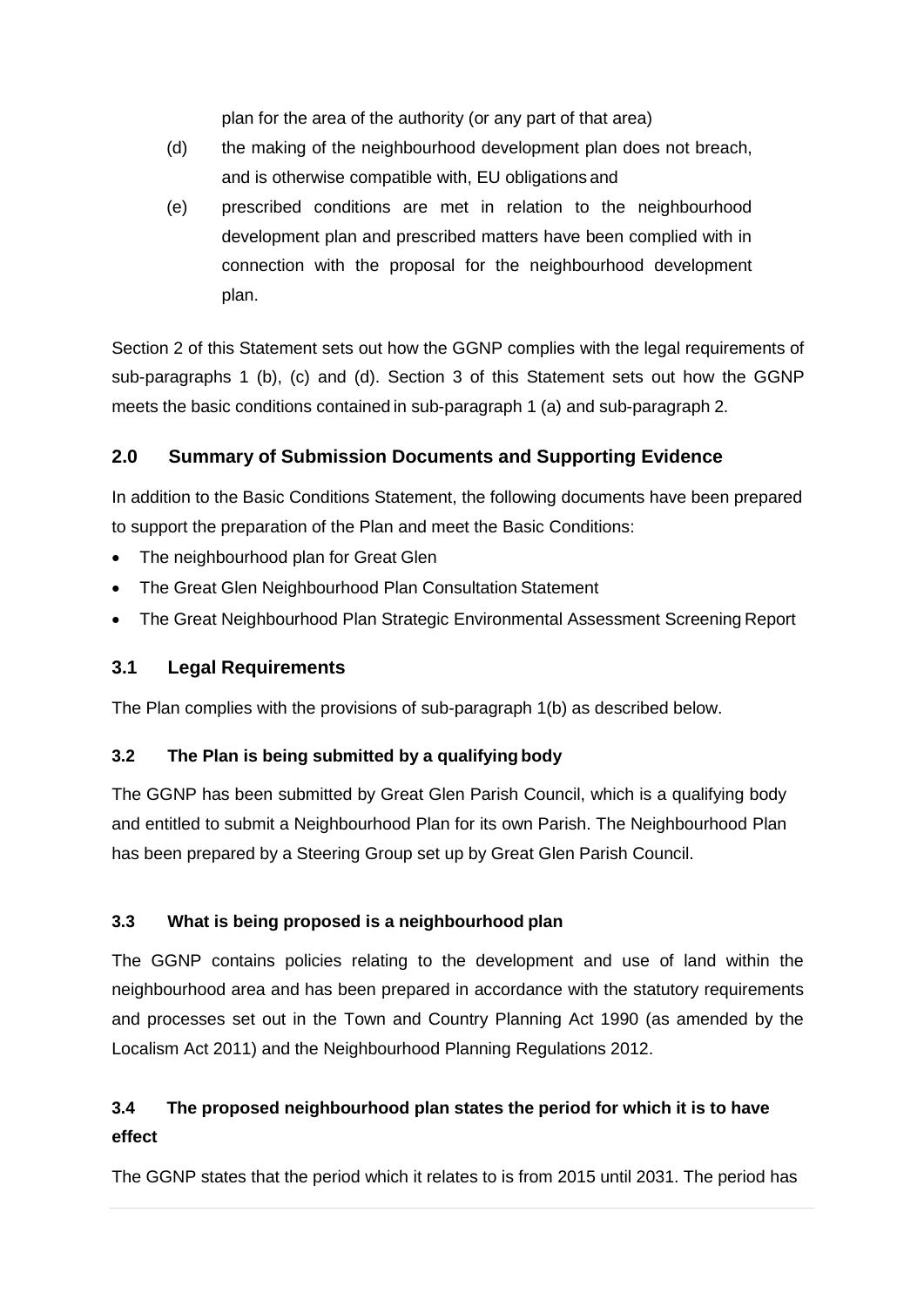plan for the area of the authority (or any part of that area)

(d) the making of the neighbourhood development plan does not breach, and is otherwise compatible with, EU obligations and

(e) prescribed conditions are met in relation to the neighbourhood development plan and prescribed matters have been complied with in connection with the proposal for the neighbourhood development plan.

Section 2 of this Statement sets out how the GGNP complies with the legal requirements of sub-paragraphs 1 (b), (c) and (d). Section 3 of this Statement sets out how the GGNP meets the basic conditions contained in sub-paragraph 1 (a) and sub-paragraph 2.

## 2.0 Summary of Submission Documents and Supporting Evidence

In addition to the Basic Conditions Statement, the following documents have been prepared to support the preparation of the Plan and meet the Basic Conditions:

- The neighbourhood plan for Great Glen
- The Great Glen Neighbourhood Plan Consultation Statement
- The Great Neighbourhood Plan Strategic Environmental Assessment Screening Report

## 3.1 Legal Requirements

The Plan complies with the provisions of sub-paragraph 1(b) as described below.

### 3.2 The Plan is being submitted by a qualifying body

The GGNP has been submitted by Great Glen Parish Council, which is a qualifying body and entitled to submit a Neighbourhood Plan for its own Parish. The Neighbourhood Plan has been prepared by a Steering Group set up by Great Glen Parish Council.

### 3.3 What is being proposed is a neighbourhood plan

The GGNP contains policies relating to the development and use of land within the neighbourhood area and has been prepared in accordance with the statutory requirements and processes set out in the Town and Country Planning Act 1990 (as amended by the Localism Act 2011) and the Neighbourhood Planning Regulations 2012.

### 3.4 The proposed neighbourhood plan states the period for which it is to have effect

The GGNP states that the period which it relates to is from 2015 until 2031. The period has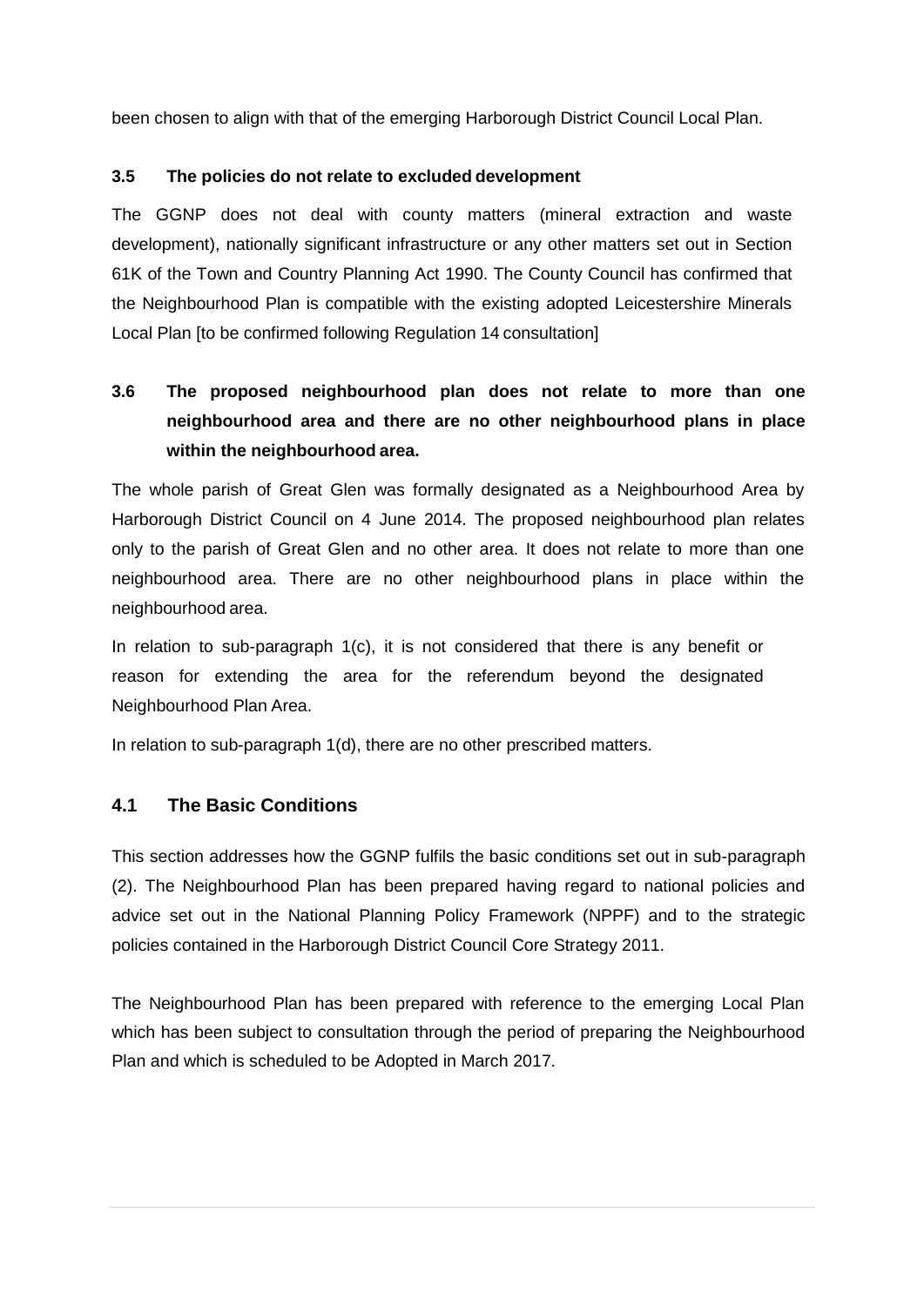been chosen to align with that of the emerging Harborough District Council Local Plan.

### 3.5 The policies do not relate to excluded development

The GGNP does not deal with county matters (mineral extraction and waste development), nationally significant infrastructure or any other matters set out in Section 61K of the Town and Country Planning Act 1990. The County Council has confirmed that the Neighbourhood Plan is compatible with the existing adopted Leicestershire Minerals Local Plan [to be confirmed following Regulation 14 consultation]

### 3.6 The proposed neighbourhood plan does not relate to more than one neighbourhood area and there are no other neighbourhood plans in place within the neighbourhood area.

The whole parish of Great Glen was formally designated as a Neighbourhood Area by Harborough District Council on 4 June 2014. The proposed neighbourhood plan relates only to the parish of Great Glen and no other area. It does not relate to more than one neighbourhood area. There are no other neighbourhood plans in place within the neighbourhood area.

In relation to sub-paragraph 1(c), it is not considered that there is any benefit or reason for extending the area for the referendum beyond the designated Neighbourhood Plan Area.

In relation to sub-paragraph 1(d), there are no other prescribed matters.

## 4.1 The Basic Conditions

This section addresses how the GGNP fulfils the basic conditions set out in sub-paragraph (2). The Neighbourhood Plan has been prepared having regard to national policies and advice set out in the National Planning Policy Framework (NPPF) and to the strategic policies contained in the Harborough District Council Core Strategy 2011.

The Neighbourhood Plan has been prepared with reference to the emerging Local Plan which has been subject to consultation through the period of preparing the Neighbourhood Plan and which is scheduled to be Adopted in March 2017.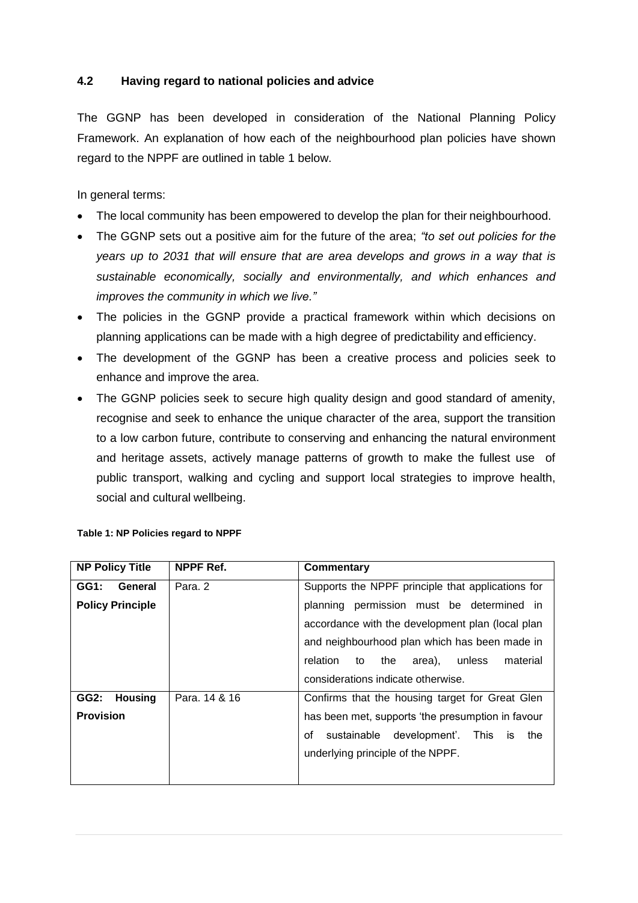### 4.2 Having regard to national policies and advice

The GGNP has been developed in consideration of the National Planning Policy Framework. An explanation of how each of the neighbourhood plan policies have shown regard to the NPPF are outlined in table 1 below.

In general terms:

- The local community has been empowered to develop the plan for their neighbourhood.
- The GGNP sets out a positive aim for the future of the area; *"to set out policies for the years up to 2031 that will ensure that are area develops and grows in a way that is sustainable economically, socially and environmentally, and which enhances and improves the community in which we live."*
- The policies in the GGNP provide a practical framework within which decisions on planning applications can be made with a high degree of predictability and efficiency.
- The development of the GGNP has been a creative process and policies seek to enhance and improve the area.
- The GGNP policies seek to secure high quality design and good standard of amenity, recognise and seek to enhance the unique character of the area, support the transition to a low carbon future, contribute to conserving and enhancing the natural environment and heritage assets, actively manage patterns of growth to make the fullest use of public transport, walking and cycling and support local strategies to improve health, social and cultural wellbeing.

**Table 1: NP Policies regard to NPPF**

| NP Policy Title | NPPF Ref. | Commentary |
|---|---|---|
| **GG1: General Policy Principle** | Para. 2 | Supports the NPPF principle that applications for planning permission must be determined in accordance with the development plan (local plan and neighbourhood plan which has been made in relation to the area), unless material considerations indicate otherwise. |
| **GG2: Housing Provision** | Para. 14 & 16 | Confirms that the housing target for Great Glen has been met, supports 'the presumption in favour of sustainable development'. This is the underlying principle of the NPPF. |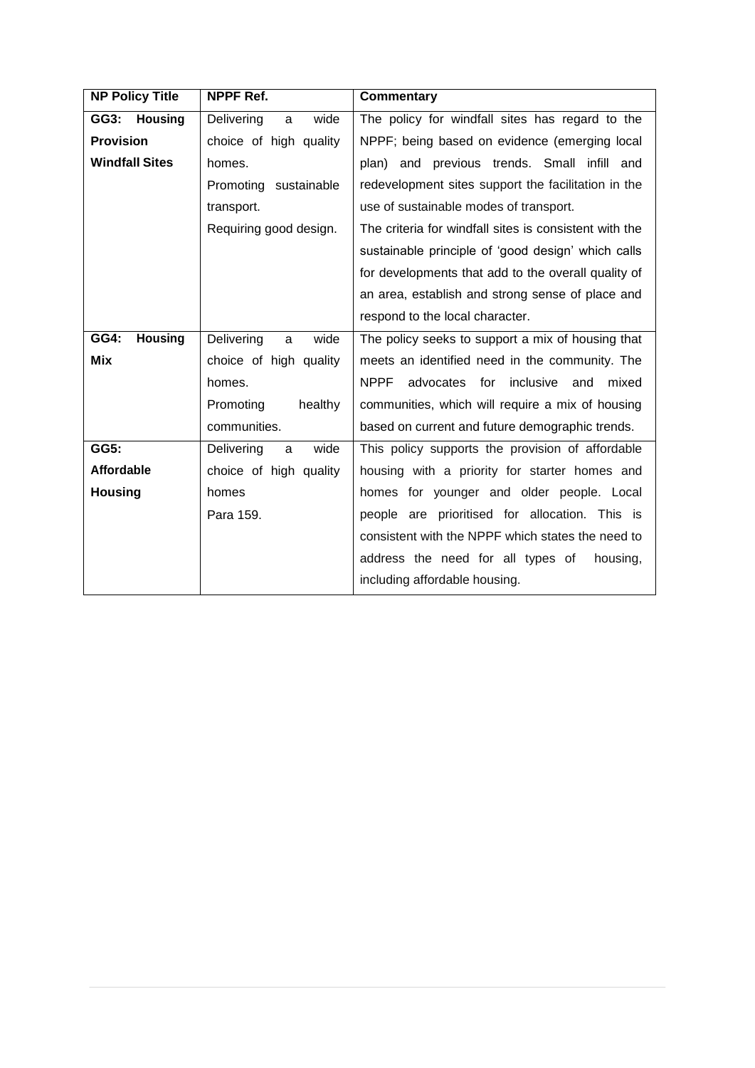| NP Policy Title | NPPF Ref. | Commentary |
| --- | --- | --- |
| **GG3: Housing Provision Windfall Sites** | Delivering a wide choice of high quality homes.<br>Promoting sustainable transport.<br>Requiring good design. | The policy for windfall sites has regard to the NPPF; being based on evidence (emerging local plan) and previous trends. Small infill and redevelopment sites support the facilitation in the use of sustainable modes of transport.<br>The criteria for windfall sites is consistent with the sustainable principle of 'good design' which calls for developments that add to the overall quality of an area, establish and strong sense of place and respond to the local character. |
| **GG4: Housing Mix** | Delivering a wide choice of high quality homes.<br>Promoting healthy communities. | The policy seeks to support a mix of housing that meets an identified need in the community. The NPPF advocates for inclusive and mixed communities, which will require a mix of housing based on current and future demographic trends. |
| **GG5: Affordable Housing** | Delivering a wide choice of high quality homes<br>Para 159. | This policy supports the provision of affordable housing with a priority for starter homes and homes for younger and older people. Local people are prioritised for allocation. This is consistent with the NPPF which states the need to address the need for all types of housing, including affordable housing. |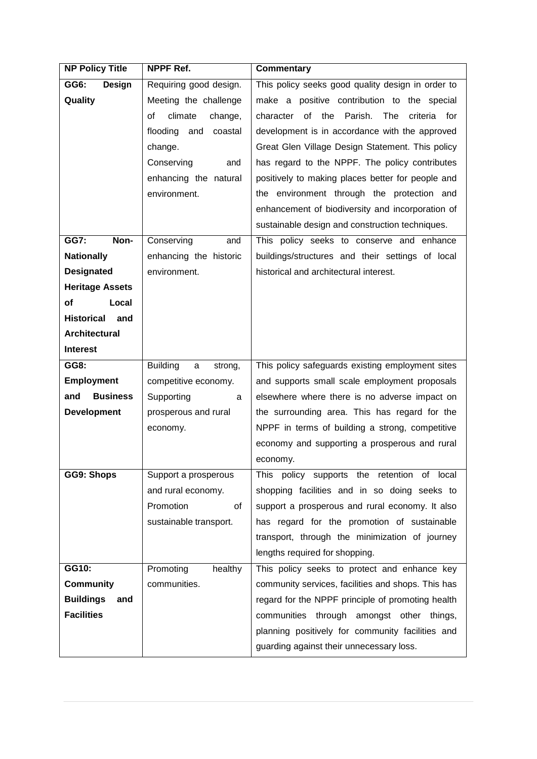| NP Policy Title | NPPF Ref. | Commentary |
|---|---|---|
| **GG6: Design Quality** | Requiring good design.<br>Meeting the challenge of climate change, flooding and coastal change.<br>Conserving and enhancing the natural environment. | This policy seeks good quality design in order to make a positive contribution to the special character of the Parish. The criteria for development is in accordance with the approved Great Glen Village Design Statement. This policy has regard to the NPPF. The policy contributes positively to making places better for people and the environment through the protection and enhancement of biodiversity and incorporation of sustainable design and construction techniques. |
| **GG7: Non-Nationally Designated Heritage Assets of Local Historical and Architectural Interest** | Conserving and enhancing the historic environment. | This policy seeks to conserve and enhance buildings/structures and their settings of local historical and architectural interest. |
| **GG8: Employment and Business Development** | Building a strong, competitive economy.<br>Supporting a prosperous and rural economy. | This policy safeguards existing employment sites and supports small scale employment proposals elsewhere where there is no adverse impact on the surrounding area. This has regard for the NPPF in terms of building a strong, competitive economy and supporting a prosperous and rural economy. |
| **GG9: Shops** | Support a prosperous and rural economy.<br>Promotion of sustainable transport. | This policy supports the retention of local shopping facilities and in so doing seeks to support a prosperous and rural economy. It also has regard for the promotion of sustainable transport, through the minimization of journey lengths required for shopping. |
| **GG10: Community Buildings and Facilities** | Promoting healthy communities. | This policy seeks to protect and enhance key community services, facilities and shops. This has regard for the NPPF principle of promoting health communities through amongst other things, planning positively for community facilities and guarding against their unnecessary loss. |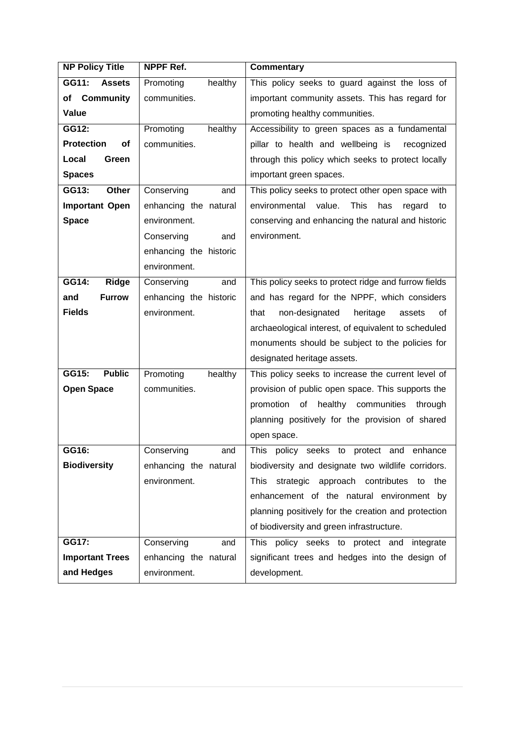| NP Policy Title | NPPF Ref. | Commentary |
| --- | --- | --- |
| **GG11: Assets of Community Value** | Promoting healthy communities. | This policy seeks to guard against the loss of important community assets. This has regard for promoting healthy communities. |
| **GG12: Protection of Local Green Spaces** | Promoting healthy communities. | Accessibility to green spaces as a fundamental pillar to health and wellbeing is recognized through this policy which seeks to protect locally important green spaces. |
| **GG13: Other Important Open Space** | Conserving and enhancing the natural environment.<br>Conserving and enhancing the historic environment. | This policy seeks to protect other open space with environmental value. This has regard to conserving and enhancing the natural and historic environment. |
| **GG14: Ridge and Furrow Fields** | Conserving and enhancing the historic environment. | This policy seeks to protect ridge and furrow fields and has regard for the NPPF, which considers that non-designated heritage assets of archaeological interest, of equivalent to scheduled monuments should be subject to the policies for designated heritage assets. |
| **GG15: Public Open Space** | Promoting healthy communities. | This policy seeks to increase the current level of provision of public open space. This supports the promotion of healthy communities through planning positively for the provision of shared open space. |
| **GG16: Biodiversity** | Conserving and enhancing the natural environment. | This policy seeks to protect and enhance biodiversity and designate two wildlife corridors. This strategic approach contributes to the enhancement of the natural environment by planning positively for the creation and protection of biodiversity and green infrastructure. |
| **GG17: Important Trees and Hedges** | Conserving and enhancing the natural environment. | This policy seeks to protect and integrate significant trees and hedges into the design of development. |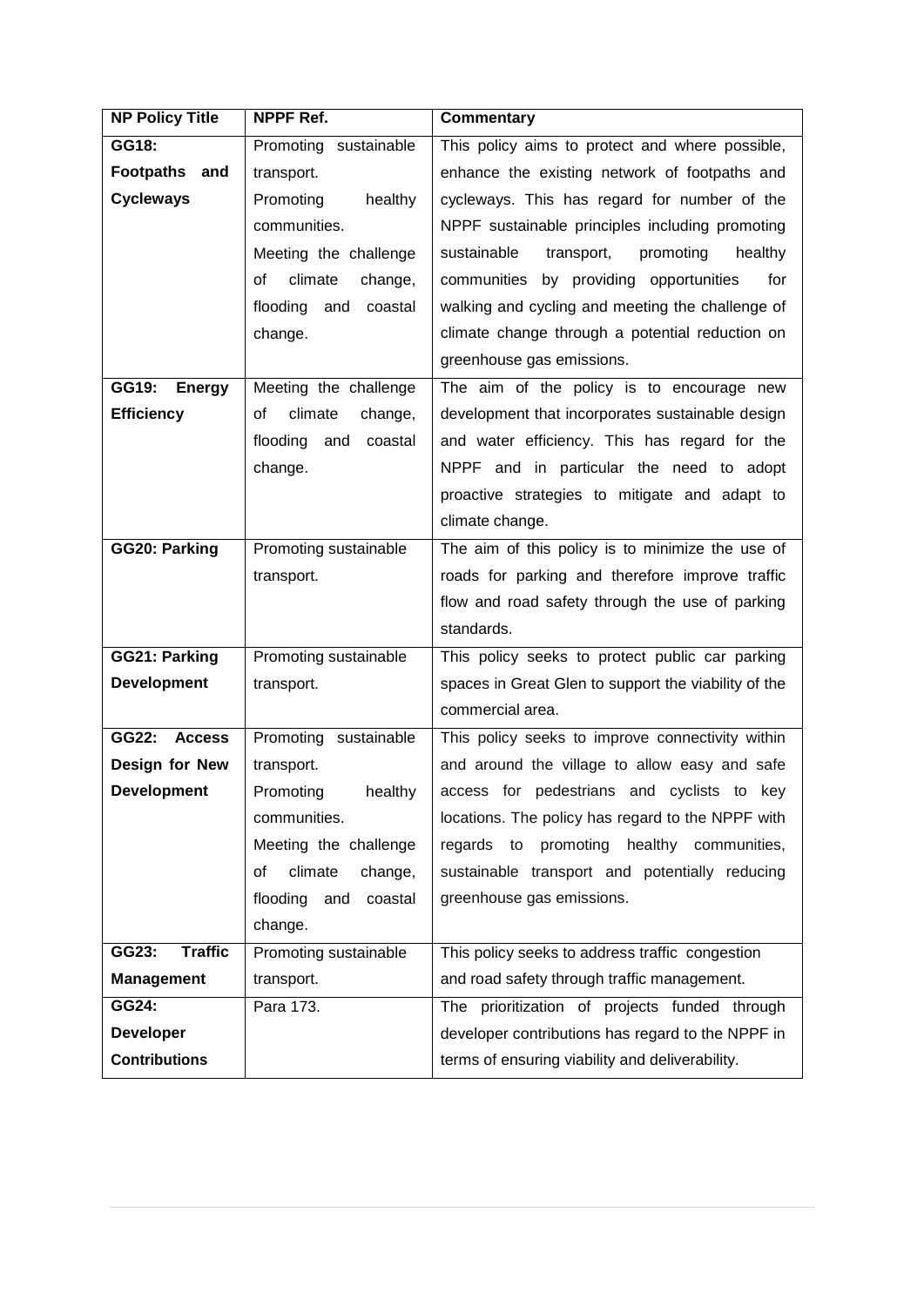| NP Policy Title | NPPF Ref. | Commentary |
|---|---|---|
| **GG18: Footpaths and Cycleways** | Promoting sustainable transport. Promoting healthy communities. Meeting the challenge of climate change, flooding and coastal change. | This policy aims to protect and where possible, enhance the existing network of footpaths and cycleways. This has regard for number of the NPPF sustainable principles including promoting sustainable transport, promoting healthy communities by providing opportunities for walking and cycling and meeting the challenge of climate change through a potential reduction on greenhouse gas emissions. |
| **GG19: Energy Efficiency** | Meeting the challenge of climate change, flooding and coastal change. | The aim of the policy is to encourage new development that incorporates sustainable design and water efficiency. This has regard for the NPPF and in particular the need to adopt proactive strategies to mitigate and adapt to climate change. |
| **GG20: Parking** | Promoting sustainable transport. | The aim of this policy is to minimize the use of roads for parking and therefore improve traffic flow and road safety through the use of parking standards. |
| **GG21: Parking Development** | Promoting sustainable transport. | This policy seeks to protect public car parking spaces in Great Glen to support the viability of the commercial area. |
| **GG22: Access Design for New Development** | Promoting sustainable transport. Promoting healthy communities. Meeting the challenge of climate change, flooding and coastal change. | This policy seeks to improve connectivity within and around the village to allow easy and safe access for pedestrians and cyclists to key locations. The policy has regard to the NPPF with regards to promoting healthy communities, sustainable transport and potentially reducing greenhouse gas emissions. |
| **GG23: Traffic Management** | Promoting sustainable transport. | This policy seeks to address traffic congestion and road safety through traffic management. |
| **GG24: Developer Contributions** | Para 173. | The prioritization of projects funded through developer contributions has regard to the NPPF in terms of ensuring viability and deliverability. |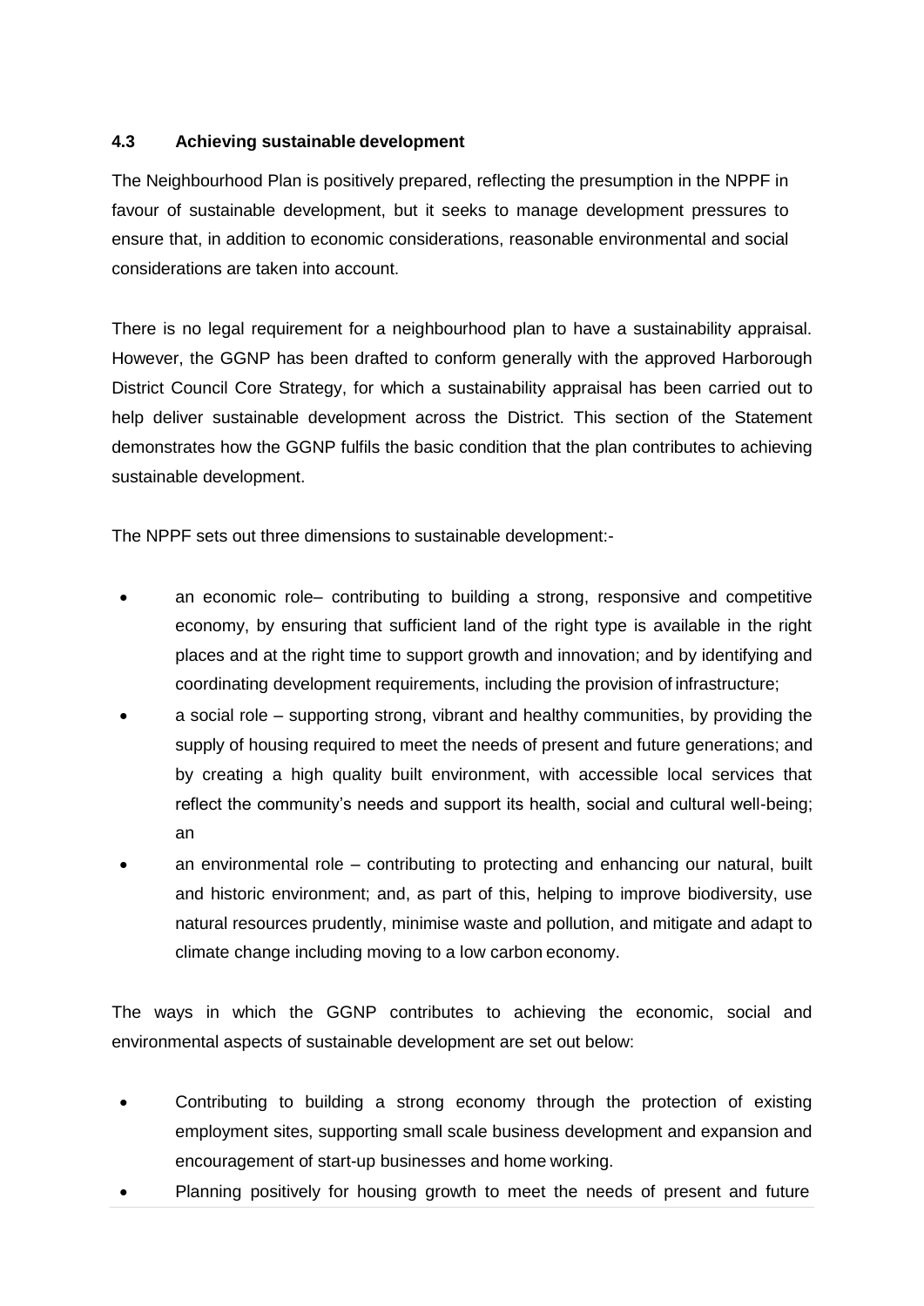### 4.3 Achieving sustainable development

The Neighbourhood Plan is positively prepared, reflecting the presumption in the NPPF in favour of sustainable development, but it seeks to manage development pressures to ensure that, in addition to economic considerations, reasonable environmental and social considerations are taken into account.

There is no legal requirement for a neighbourhood plan to have a sustainability appraisal. However, the GGNP has been drafted to conform generally with the approved Harborough District Council Core Strategy, for which a sustainability appraisal has been carried out to help deliver sustainable development across the District. This section of the Statement demonstrates how the GGNP fulfils the basic condition that the plan contributes to achieving sustainable development.

The NPPF sets out three dimensions to sustainable development:-

- an economic role– contributing to building a strong, responsive and competitive economy, by ensuring that sufficient land of the right type is available in the right places and at the right time to support growth and innovation; and by identifying and coordinating development requirements, including the provision of infrastructure;
- a social role – supporting strong, vibrant and healthy communities, by providing the supply of housing required to meet the needs of present and future generations; and by creating a high quality built environment, with accessible local services that reflect the community's needs and support its health, social and cultural well-being; an
- an environmental role – contributing to protecting and enhancing our natural, built and historic environment; and, as part of this, helping to improve biodiversity, use natural resources prudently, minimise waste and pollution, and mitigate and adapt to climate change including moving to a low carbon economy.

The ways in which the GGNP contributes to achieving the economic, social and environmental aspects of sustainable development are set out below:

- Contributing to building a strong economy through the protection of existing employment sites, supporting small scale business development and expansion and encouragement of start-up businesses and home working.
- Planning positively for housing growth to meet the needs of present and future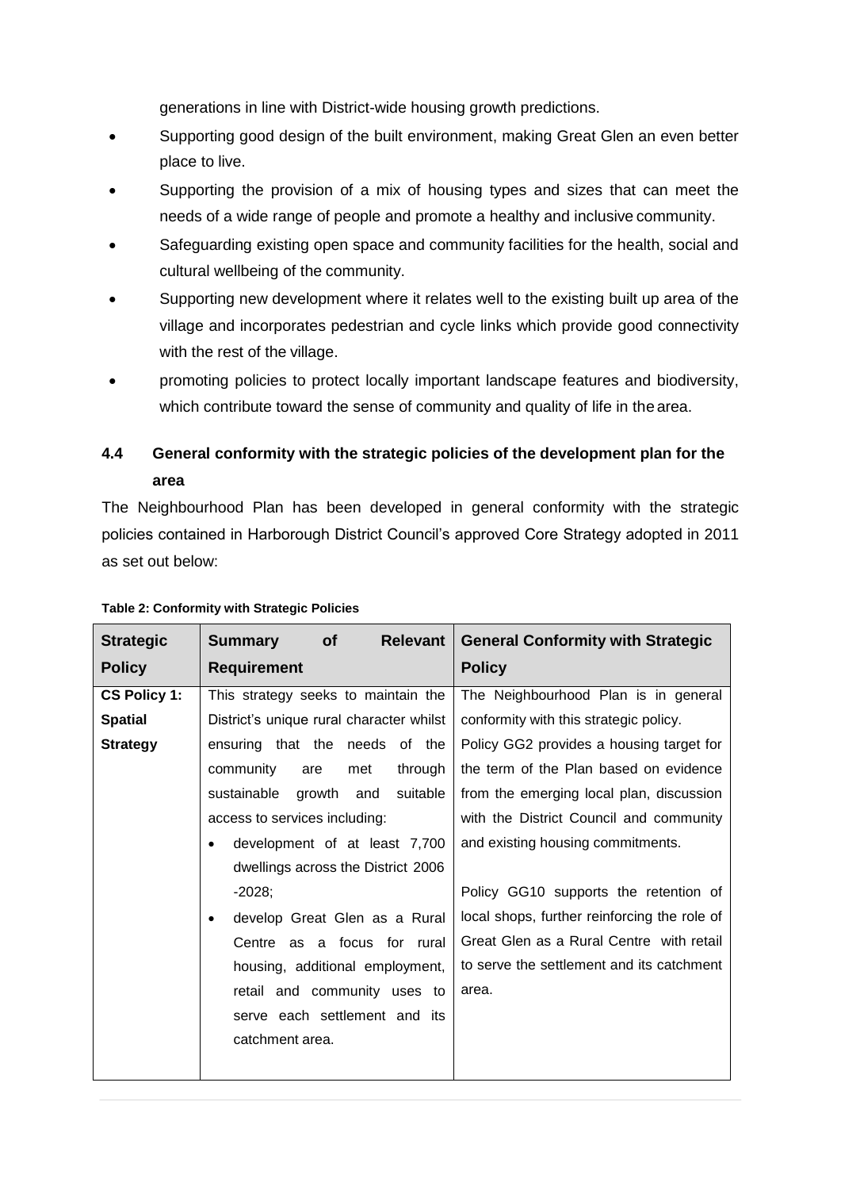generations in line with District-wide housing growth predictions.

- Supporting good design of the built environment, making Great Glen an even better place to live.
- Supporting the provision of a mix of housing types and sizes that can meet the needs of a wide range of people and promote a healthy and inclusive community.
- Safeguarding existing open space and community facilities for the health, social and cultural wellbeing of the community.
- Supporting new development where it relates well to the existing built up area of the village and incorporates pedestrian and cycle links which provide good connectivity with the rest of the village.
- promoting policies to protect locally important landscape features and biodiversity, which contribute toward the sense of community and quality of life in the area.

### 4.4 General conformity with the strategic policies of the development plan for the area

The Neighbourhood Plan has been developed in general conformity with the strategic policies contained in Harborough District Council's approved Core Strategy adopted in 2011 as set out below:

**Table 2: Conformity with Strategic Policies**

| Strategic Policy | Summary of Relevant Requirement | General Conformity with Strategic Policy |
|---|---|---|
| **CS Policy 1: Spatial Strategy** | This strategy seeks to maintain the District's unique rural character whilst ensuring that the needs of the community are met through sustainable growth and suitable access to services including:<br>• development of at least 7,700 dwellings across the District 2006 -2028;<br>• develop Great Glen as a Rural Centre as a focus for rural housing, additional employment, retail and community uses to serve each settlement and its catchment area. | The Neighbourhood Plan is in general conformity with this strategic policy.<br>Policy GG2 provides a housing target for the term of the Plan based on evidence from the emerging local plan, discussion with the District Council and community and existing housing commitments.<br><br>Policy GG10 supports the retention of local shops, further reinforcing the role of Great Glen as a Rural Centre with retail to serve the settlement and its catchment area. |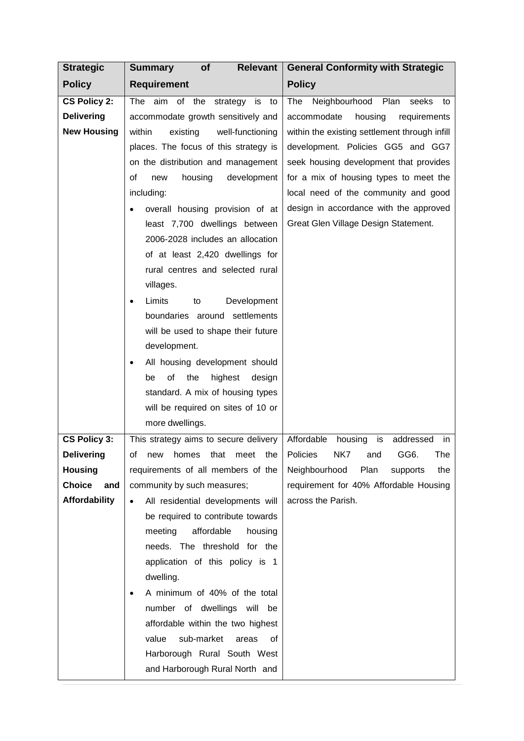| Strategic Policy | Summary of Relevant Requirement | General Conformity with Strategic Policy |
|---|---|---|
| **CS Policy 2: Delivering New Housing** | The aim of the strategy is to accommodate growth sensitively and within existing well-functioning places. The focus of this strategy is on the distribution and management of new housing development including:<br>• overall housing provision of at least 7,700 dwellings between 2006-2028 includes an allocation of at least 2,420 dwellings for rural centres and selected rural villages.<br>• Limits to Development boundaries around settlements will be used to shape their future development.<br>• All housing development should be of the highest design standard. A mix of housing types will be required on sites of 10 or more dwellings. | The Neighbourhood Plan seeks to accommodate housing requirements within the existing settlement through infill development. Policies GG5 and GG7 seek housing development that provides for a mix of housing types to meet the local need of the community and good design in accordance with the approved Great Glen Village Design Statement. |
| **CS Policy 3: Delivering Housing Choice and Affordability** | This strategy aims to secure delivery of new homes that meet the requirements of all members of the community by such measures;<br>• All residential developments will be required to contribute towards meeting affordable housing needs. The threshold for the application of this policy is 1 dwelling.<br>• A minimum of 40% of the total number of dwellings will be affordable within the two highest value sub-market areas of Harborough Rural South West and Harborough Rural North and | Affordable housing is addressed in Policies NK7 and GG6. The Neighbourhood Plan supports the requirement for 40% Affordable Housing across the Parish. |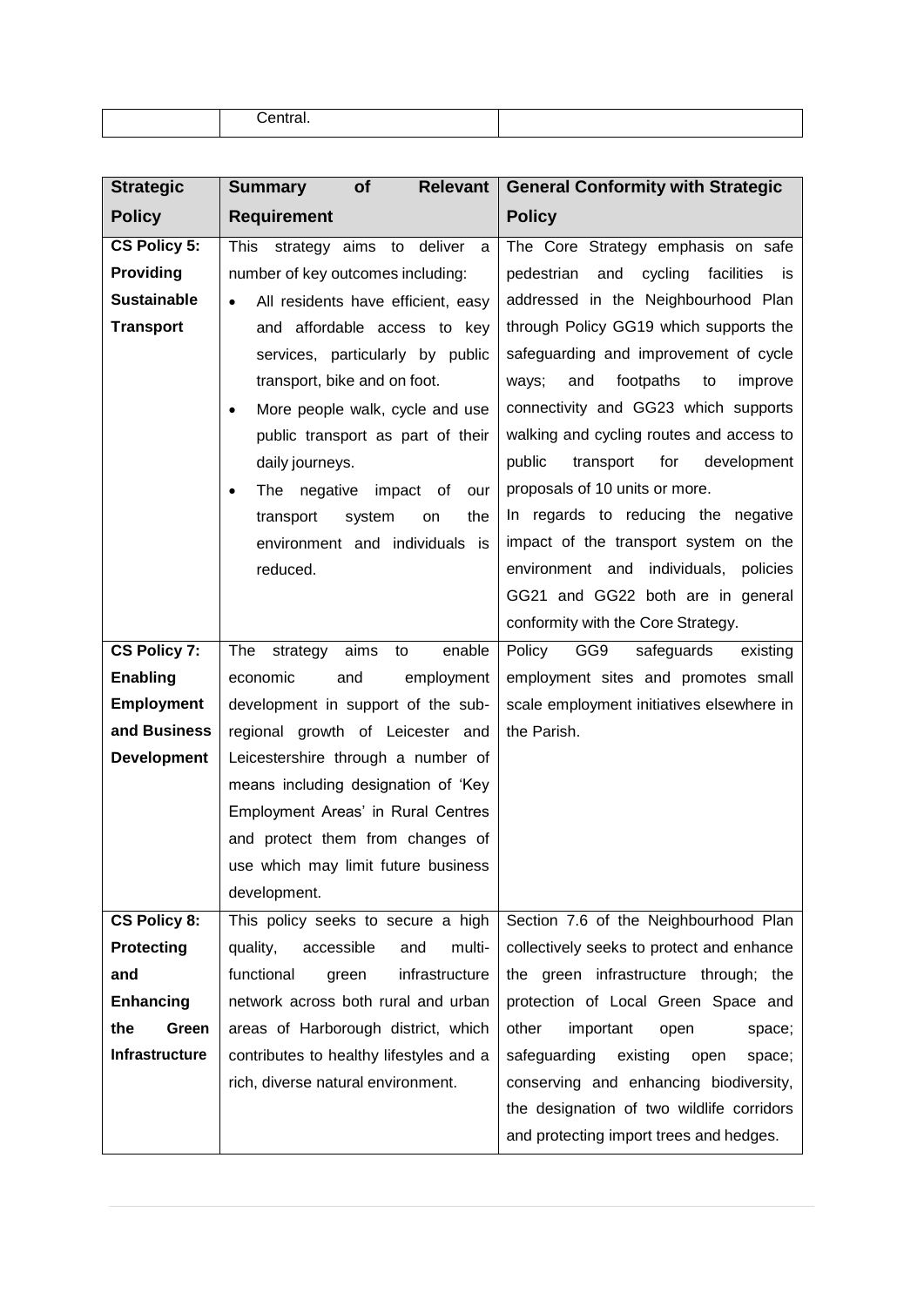| | Central. | |
|---|---|---|

| Strategic Policy | Summary of Relevant Requirement | General Conformity with Strategic Policy |
|---|---|---|
| **CS Policy 5: Providing Sustainable Transport** | This strategy aims to deliver a number of key outcomes including:<br>• All residents have efficient, easy and affordable access to key services, particularly by public transport, bike and on foot.<br>• More people walk, cycle and use public transport as part of their daily journeys.<br>• The negative impact of our transport system on the environment and individuals is reduced. | The Core Strategy emphasis on safe pedestrian and cycling facilities is addressed in the Neighbourhood Plan through Policy GG19 which supports the safeguarding and improvement of cycle ways; and footpaths to improve connectivity and GG23 which supports walking and cycling routes and access to public transport for development proposals of 10 units or more.<br>In regards to reducing the negative impact of the transport system on the environment and individuals, policies GG21 and GG22 both are in general conformity with the Core Strategy. |
| **CS Policy 7: Enabling Employment and Business Development** | The strategy aims to enable economic and employment development in support of the sub-regional growth of Leicester and Leicestershire through a number of means including designation of 'Key Employment Areas' in Rural Centres and protect them from changes of use which may limit future business development. | Policy GG9 safeguards existing employment sites and promotes small scale employment initiatives elsewhere in the Parish. |
| **CS Policy 8: Protecting and Enhancing the Green Infrastructure** | This policy seeks to secure a high quality, accessible and multi-functional green infrastructure network across both rural and urban areas of Harborough district, which contributes to healthy lifestyles and a rich, diverse natural environment. | Section 7.6 of the Neighbourhood Plan collectively seeks to protect and enhance the green infrastructure through; the protection of Local Green Space and other important open space; safeguarding existing open space; conserving and enhancing biodiversity, the designation of two wildlife corridors and protecting import trees and hedges. |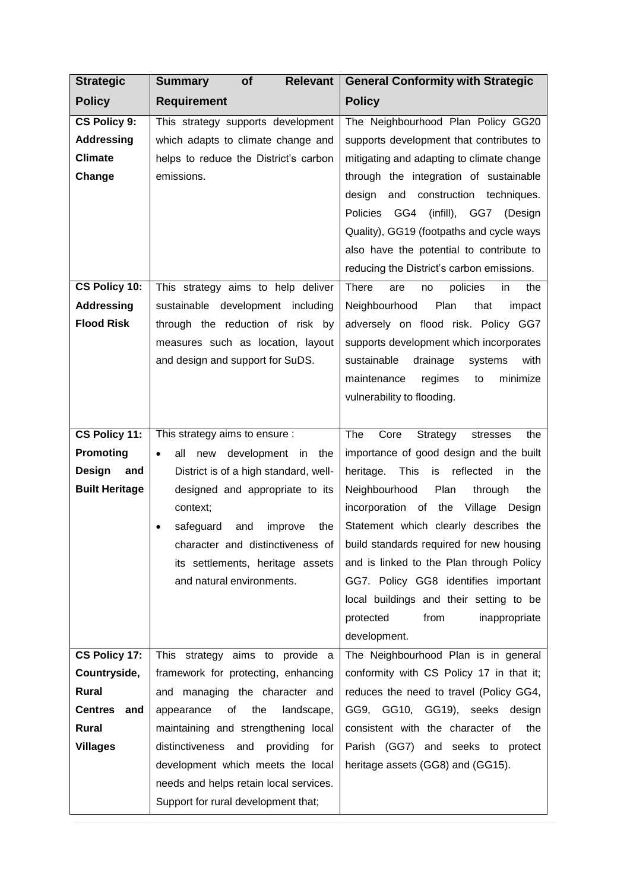| **Strategic Policy** | **Summary of Relevant Requirement** | **General Conformity with Strategic Policy** |
|---|---|---|
| **CS Policy 9: Addressing Climate Change** | This strategy supports development which adapts to climate change and helps to reduce the District's carbon emissions. | The Neighbourhood Plan Policy GG20 supports development that contributes to mitigating and adapting to climate change through the integration of sustainable design and construction techniques. Policies GG4 (infill), GG7 (Design Quality), GG19 (footpaths and cycle ways also have the potential to contribute to reducing the District's carbon emissions. |
| **CS Policy 10: Addressing Flood Risk** | This strategy aims to help deliver sustainable development including through the reduction of risk by measures such as location, layout and design and support for SuDS. | There are no policies in the Neighbourhood Plan that impact adversely on flood risk. Policy GG7 supports development which incorporates sustainable drainage systems with maintenance regimes to minimize vulnerability to flooding. |
| **CS Policy 11: Promoting Design and Built Heritage** | This strategy aims to ensure : <br>• all new development in the District is of a high standard, well-designed and appropriate to its context; <br>• safeguard and improve the character and distinctiveness of its settlements, heritage assets and natural environments. | The Core Strategy stresses the importance of good design and the built heritage. This is reflected in the Neighbourhood Plan through the incorporation of the Village Design Statement which clearly describes the build standards required for new housing and is linked to the Plan through Policy GG7. Policy GG8 identifies important local buildings and their setting to be protected from inappropriate development. |
| **CS Policy 17: Countryside, Rural Centres and Rural Villages** | This strategy aims to provide a framework for protecting, enhancing and managing the character and appearance of the landscape, maintaining and strengthening local distinctiveness and providing for development which meets the local needs and helps retain local services. Support for rural development that; | The Neighbourhood Plan is in general conformity with CS Policy 17 in that it; reduces the need to travel (Policy GG4, GG9, GG10, GG19), seeks design consistent with the character of the Parish (GG7) and seeks to protect heritage assets (GG8) and (GG15). |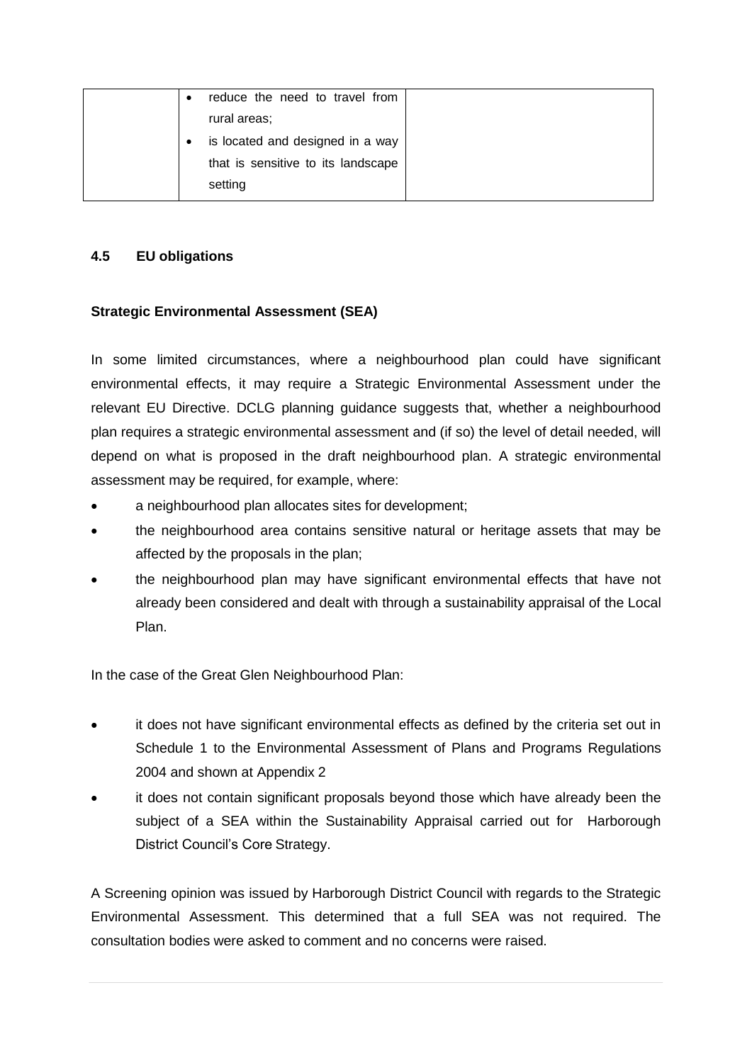|  | - reduce the need to travel from rural areas;<br>- is located and designed in a way that is sensitive to its landscape setting |  |
|---|---|---|

#### 4.5 EU obligations

**Strategic Environmental Assessment (SEA)**

In some limited circumstances, where a neighbourhood plan could have significant environmental effects, it may require a Strategic Environmental Assessment under the relevant EU Directive. DCLG planning guidance suggests that, whether a neighbourhood plan requires a strategic environmental assessment and (if so) the level of detail needed, will depend on what is proposed in the draft neighbourhood plan. A strategic environmental assessment may be required, for example, where:

- a neighbourhood plan allocates sites for development;
- the neighbourhood area contains sensitive natural or heritage assets that may be affected by the proposals in the plan;
- the neighbourhood plan may have significant environmental effects that have not already been considered and dealt with through a sustainability appraisal of the Local Plan.

In the case of the Great Glen Neighbourhood Plan:

- it does not have significant environmental effects as defined by the criteria set out in Schedule 1 to the Environmental Assessment of Plans and Programs Regulations 2004 and shown at Appendix 2
- it does not contain significant proposals beyond those which have already been the subject of a SEA within the Sustainability Appraisal carried out for Harborough District Council's Core Strategy.

A Screening opinion was issued by Harborough District Council with regards to the Strategic Environmental Assessment. This determined that a full SEA was not required. The consultation bodies were asked to comment and no concerns were raised.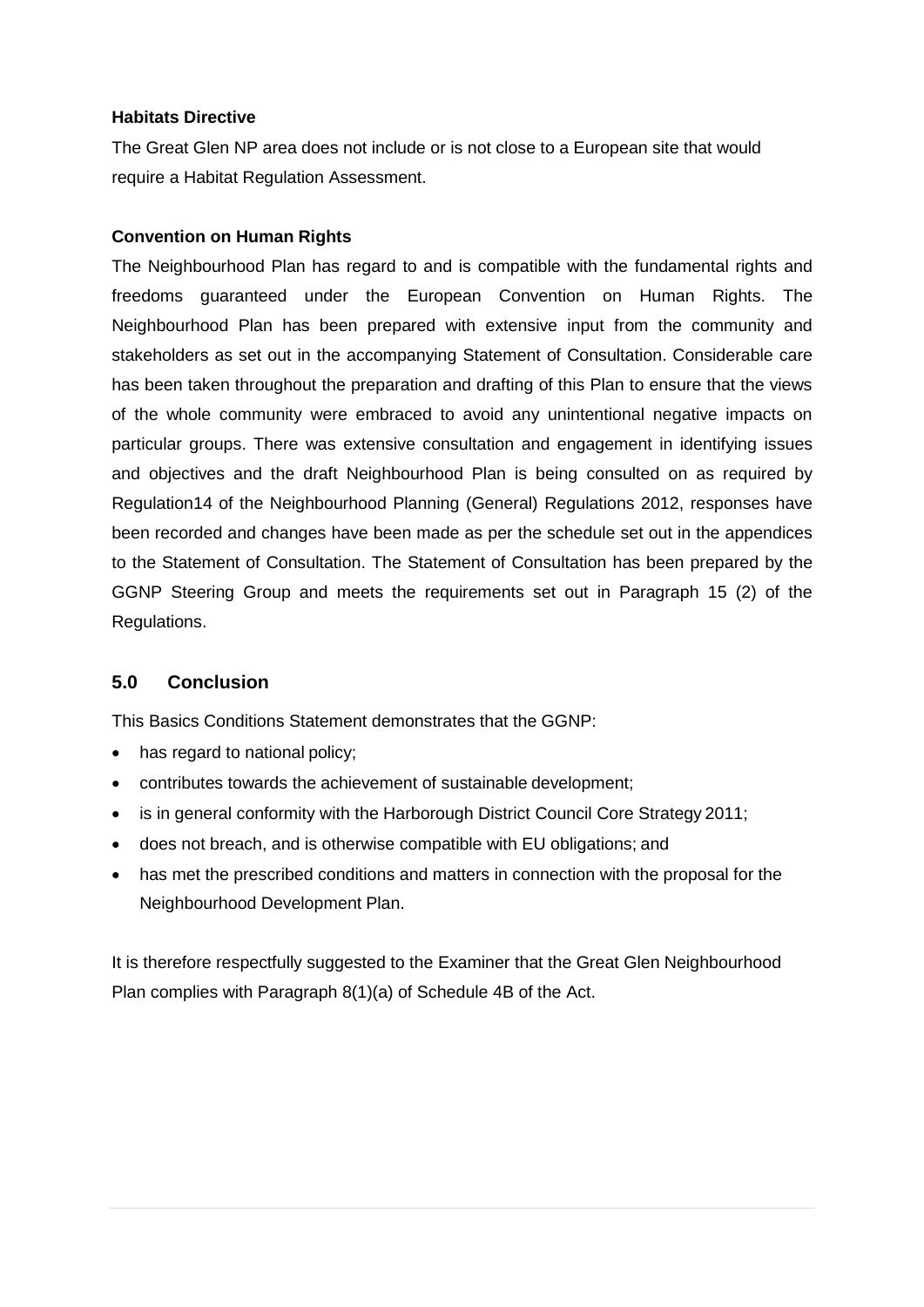**Habitats Directive**

The Great Glen NP area does not include or is not close to a European site that would require a Habitat Regulation Assessment.

**Convention on Human Rights**

The Neighbourhood Plan has regard to and is compatible with the fundamental rights and freedoms guaranteed under the European Convention on Human Rights. The Neighbourhood Plan has been prepared with extensive input from the community and stakeholders as set out in the accompanying Statement of Consultation. Considerable care has been taken throughout the preparation and drafting of this Plan to ensure that the views of the whole community were embraced to avoid any unintentional negative impacts on particular groups. There was extensive consultation and engagement in identifying issues and objectives and the draft Neighbourhood Plan is being consulted on as required by Regulation14 of the Neighbourhood Planning (General) Regulations 2012, responses have been recorded and changes have been made as per the schedule set out in the appendices to the Statement of Consultation. The Statement of Consultation has been prepared by the GGNP Steering Group and meets the requirements set out in Paragraph 15 (2) of the Regulations.

## 5.0 Conclusion

This Basics Conditions Statement demonstrates that the GGNP:

- has regard to national policy;
- contributes towards the achievement of sustainable development;
- is in general conformity with the Harborough District Council Core Strategy 2011;
- does not breach, and is otherwise compatible with EU obligations; and
- has met the prescribed conditions and matters in connection with the proposal for the Neighbourhood Development Plan.

It is therefore respectfully suggested to the Examiner that the Great Glen Neighbourhood Plan complies with Paragraph 8(1)(a) of Schedule 4B of the Act.